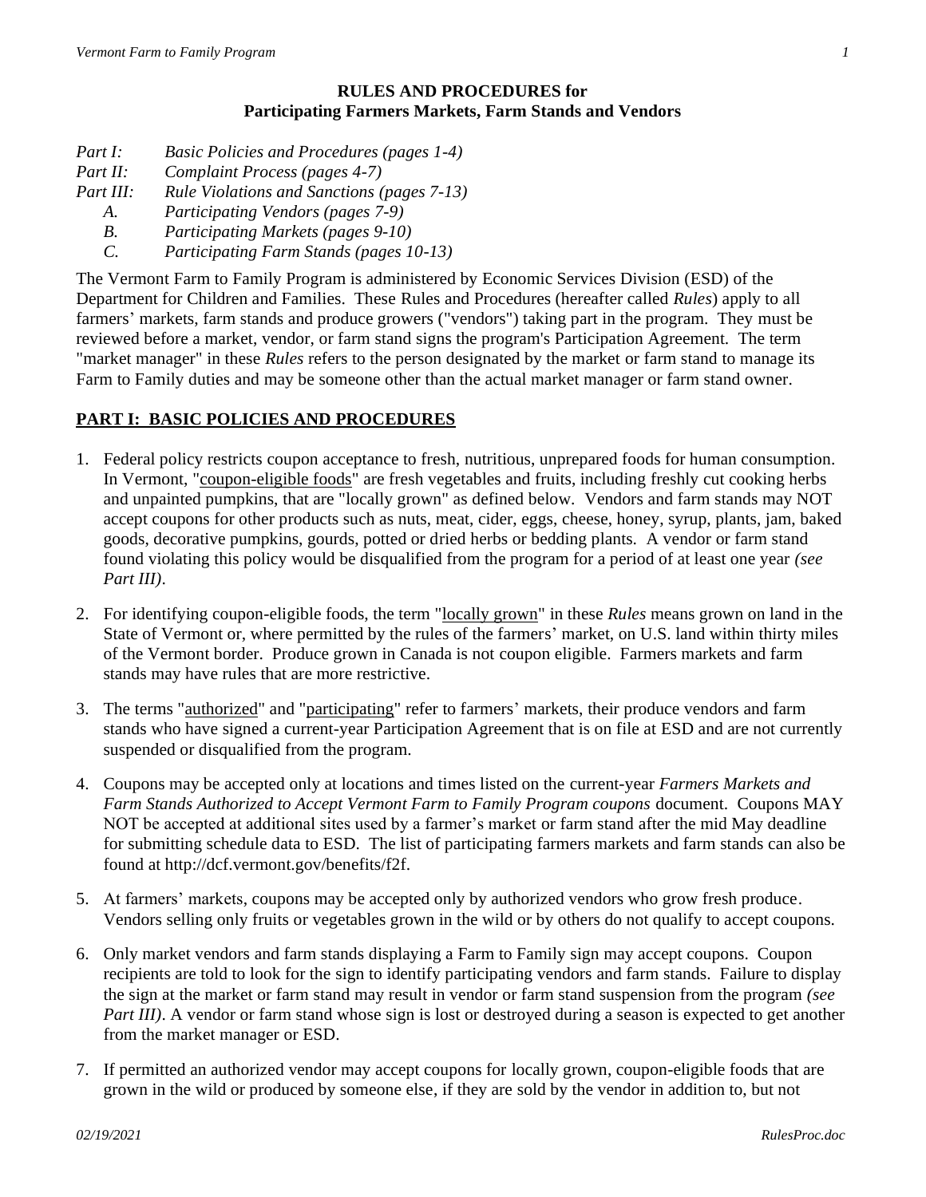**RULES AND PROCEDURES for**
**Participating Farmers Markets, Farm Stands and Vendors**

*Part I: Basic Policies and Procedures (pages 1-4)*
*Part II: Complaint Process (pages 4-7)*
*Part III: Rule Violations and Sanctions (pages 7-13)*
- *A. Participating Vendors (pages 7-9)*
- *B. Participating Markets (pages 9-10)*
- *C. Participating Farm Stands (pages 10-13)*

The Vermont Farm to Family Program is administered by Economic Services Division (ESD) of the Department for Children and Families. These Rules and Procedures (hereafter called *Rules*) apply to all farmers' markets, farm stands and produce growers ("vendors") taking part in the program. They must be reviewed before a market, vendor, or farm stand signs the program's Participation Agreement. The term "market manager" in these *Rules* refers to the person designated by the market or farm stand to manage its Farm to Family duties and may be someone other than the actual market manager or farm stand owner.

## PART I: BASIC POLICIES AND PROCEDURES

1. Federal policy restricts coupon acceptance to fresh, nutritious, unprepared foods for human consumption. In Vermont, "coupon-eligible foods" are fresh vegetables and fruits, including freshly cut cooking herbs and unpainted pumpkins, that are "locally grown" as defined below. Vendors and farm stands may NOT accept coupons for other products such as nuts, meat, cider, eggs, cheese, honey, syrup, plants, jam, baked goods, decorative pumpkins, gourds, potted or dried herbs or bedding plants. A vendor or farm stand found violating this policy would be disqualified from the program for a period of at least one year *(see Part III)*.

2. For identifying coupon-eligible foods, the term "locally grown" in these *Rules* means grown on land in the State of Vermont or, where permitted by the rules of the farmers' market, on U.S. land within thirty miles of the Vermont border. Produce grown in Canada is not coupon eligible. Farmers markets and farm stands may have rules that are more restrictive.

3. The terms "authorized" and "participating" refer to farmers' markets, their produce vendors and farm stands who have signed a current-year Participation Agreement that is on file at ESD and are not currently suspended or disqualified from the program.

4. Coupons may be accepted only at locations and times listed on the current-year *Farmers Markets and Farm Stands Authorized to Accept Vermont Farm to Family Program coupons* document. Coupons MAY NOT be accepted at additional sites used by a farmer's market or farm stand after the mid May deadline for submitting schedule data to ESD. The list of participating farmers markets and farm stands can also be found at http://dcf.vermont.gov/benefits/f2f.

5. At farmers' markets, coupons may be accepted only by authorized vendors who grow fresh produce. Vendors selling only fruits or vegetables grown in the wild or by others do not qualify to accept coupons.

6. Only market vendors and farm stands displaying a Farm to Family sign may accept coupons. Coupon recipients are told to look for the sign to identify participating vendors and farm stands. Failure to display the sign at the market or farm stand may result in vendor or farm stand suspension from the program *(see Part III)*. A vendor or farm stand whose sign is lost or destroyed during a season is expected to get another from the market manager or ESD.

7. If permitted an authorized vendor may accept coupons for locally grown, coupon-eligible foods that are grown in the wild or produced by someone else, if they are sold by the vendor in addition to, but not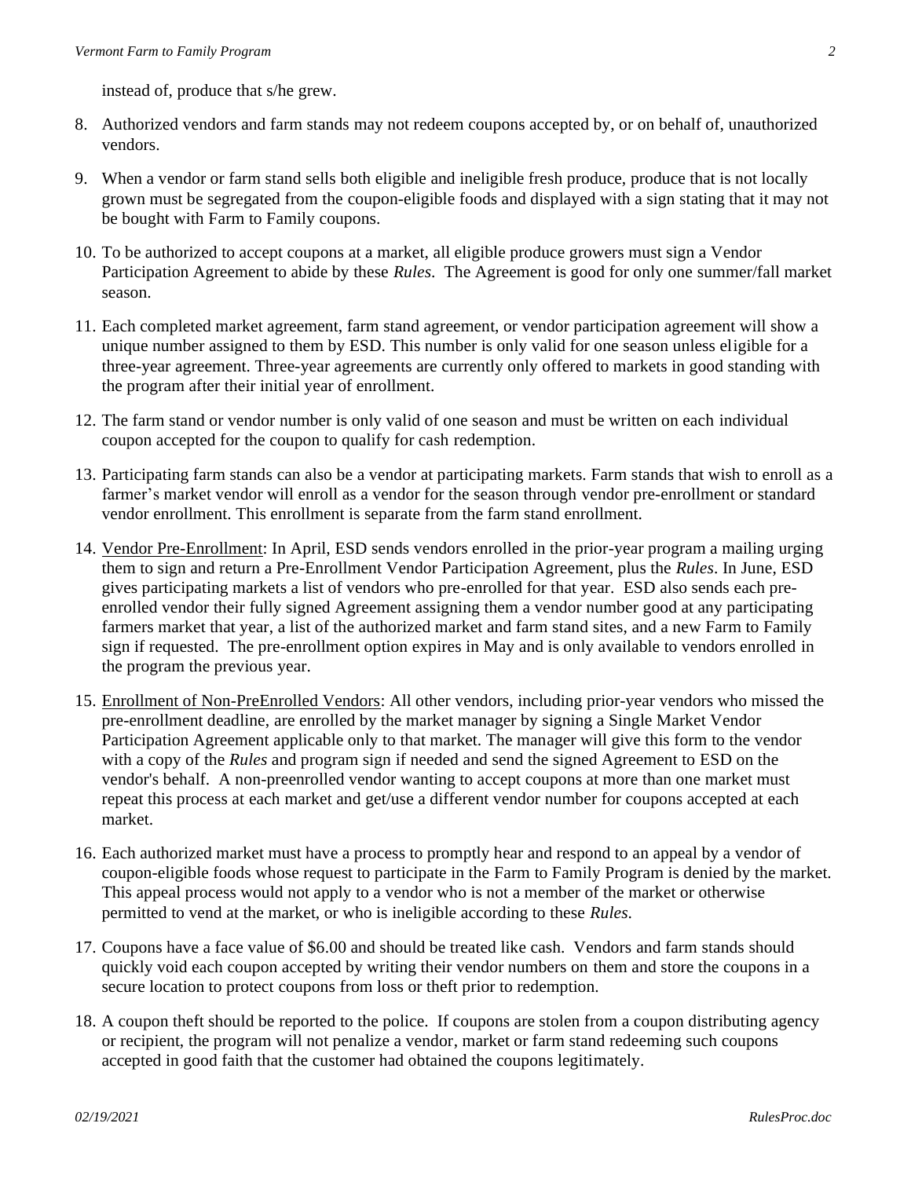instead of, produce that s/he grew.

8. Authorized vendors and farm stands may not redeem coupons accepted by, or on behalf of, unauthorized vendors.

9. When a vendor or farm stand sells both eligible and ineligible fresh produce, produce that is not locally grown must be segregated from the coupon-eligible foods and displayed with a sign stating that it may not be bought with Farm to Family coupons.

10. To be authorized to accept coupons at a market, all eligible produce growers must sign a Vendor Participation Agreement to abide by these *Rules*. The Agreement is good for only one summer/fall market season.

11. Each completed market agreement, farm stand agreement, or vendor participation agreement will show a unique number assigned to them by ESD. This number is only valid for one season unless eligible for a three-year agreement. Three-year agreements are currently only offered to markets in good standing with the program after their initial year of enrollment.

12. The farm stand or vendor number is only valid of one season and must be written on each individual coupon accepted for the coupon to qualify for cash redemption.

13. Participating farm stands can also be a vendor at participating markets. Farm stands that wish to enroll as a farmer's market vendor will enroll as a vendor for the season through vendor pre-enrollment or standard vendor enrollment. This enrollment is separate from the farm stand enrollment.

14. <u>Vendor Pre-Enrollment</u>: In April, ESD sends vendors enrolled in the prior-year program a mailing urging them to sign and return a Pre-Enrollment Vendor Participation Agreement, plus the *Rules*. In June, ESD gives participating markets a list of vendors who pre-enrolled for that year. ESD also sends each pre-enrolled vendor their fully signed Agreement assigning them a vendor number good at any participating farmers market that year, a list of the authorized market and farm stand sites, and a new Farm to Family sign if requested. The pre-enrollment option expires in May and is only available to vendors enrolled in the program the previous year.

15. <u>Enrollment of Non-PreEnrolled Vendors</u>: All other vendors, including prior-year vendors who missed the pre-enrollment deadline, are enrolled by the market manager by signing a Single Market Vendor Participation Agreement applicable only to that market. The manager will give this form to the vendor with a copy of the *Rules* and program sign if needed and send the signed Agreement to ESD on the vendor's behalf. A non-preenrolled vendor wanting to accept coupons at more than one market must repeat this process at each market and get/use a different vendor number for coupons accepted at each market.

16. Each authorized market must have a process to promptly hear and respond to an appeal by a vendor of coupon-eligible foods whose request to participate in the Farm to Family Program is denied by the market. This appeal process would not apply to a vendor who is not a member of the market or otherwise permitted to vend at the market, or who is ineligible according to these *Rules*.

17. Coupons have a face value of $6.00 and should be treated like cash. Vendors and farm stands should quickly void each coupon accepted by writing their vendor numbers on them and store the coupons in a secure location to protect coupons from loss or theft prior to redemption.

18. A coupon theft should be reported to the police. If coupons are stolen from a coupon distributing agency or recipient, the program will not penalize a vendor, market or farm stand redeeming such coupons accepted in good faith that the customer had obtained the coupons legitimately.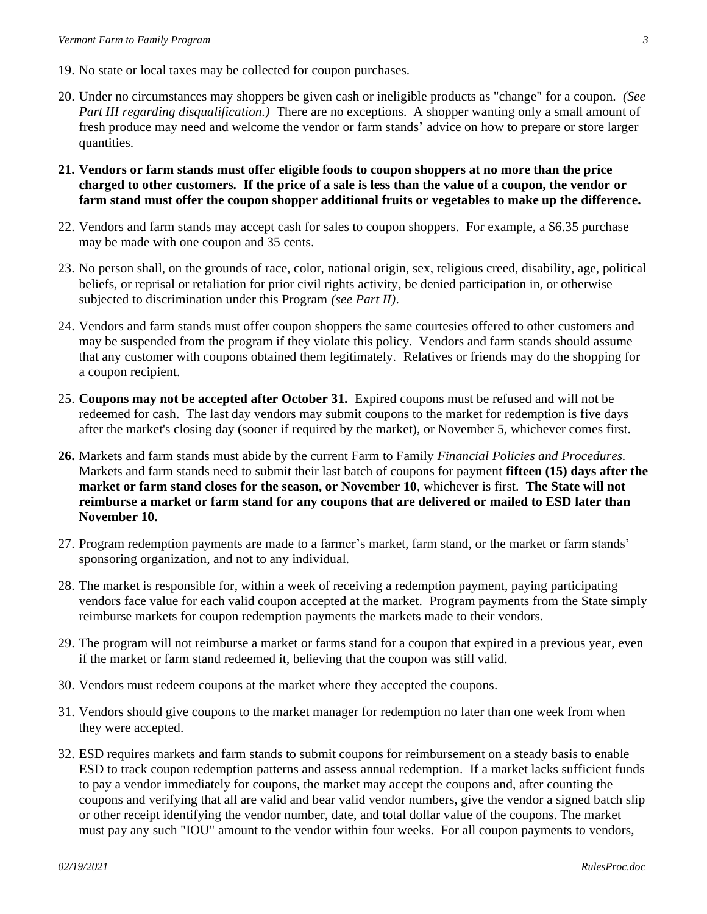19. No state or local taxes may be collected for coupon purchases.

20. Under no circumstances may shoppers be given cash or ineligible products as "change" for a coupon. *(See Part III regarding disqualification.)* There are no exceptions. A shopper wanting only a small amount of fresh produce may need and welcome the vendor or farm stands' advice on how to prepare or store larger quantities.

21. **Vendors or farm stands must offer eligible foods to coupon shoppers at no more than the price charged to other customers. If the price of a sale is less than the value of a coupon, the vendor or farm stand must offer the coupon shopper additional fruits or vegetables to make up the difference.**

22. Vendors and farm stands may accept cash for sales to coupon shoppers. For example, a $6.35 purchase may be made with one coupon and 35 cents.

23. No person shall, on the grounds of race, color, national origin, sex, religious creed, disability, age, political beliefs, or reprisal or retaliation for prior civil rights activity, be denied participation in, or otherwise subjected to discrimination under this Program *(see Part II)*.

24. Vendors and farm stands must offer coupon shoppers the same courtesies offered to other customers and may be suspended from the program if they violate this policy. Vendors and farm stands should assume that any customer with coupons obtained them legitimately. Relatives or friends may do the shopping for a coupon recipient.

25. **Coupons may not be accepted after October 31.** Expired coupons must be refused and will not be redeemed for cash. The last day vendors may submit coupons to the market for redemption is five days after the market's closing day (sooner if required by the market), or November 5, whichever comes first.

26. Markets and farm stands must abide by the current Farm to Family *Financial Policies and Procedures.* Markets and farm stands need to submit their last batch of coupons for payment **fifteen (15) days after the market or farm stand closes for the season, or November 10**, whichever is first. **The State will not reimburse a market or farm stand for any coupons that are delivered or mailed to ESD later than November 10.**

27. Program redemption payments are made to a farmer's market, farm stand, or the market or farm stands' sponsoring organization, and not to any individual.

28. The market is responsible for, within a week of receiving a redemption payment, paying participating vendors face value for each valid coupon accepted at the market. Program payments from the State simply reimburse markets for coupon redemption payments the markets made to their vendors.

29. The program will not reimburse a market or farms stand for a coupon that expired in a previous year, even if the market or farm stand redeemed it, believing that the coupon was still valid.

30. Vendors must redeem coupons at the market where they accepted the coupons.

31. Vendors should give coupons to the market manager for redemption no later than one week from when they were accepted.

32. ESD requires markets and farm stands to submit coupons for reimbursement on a steady basis to enable ESD to track coupon redemption patterns and assess annual redemption. If a market lacks sufficient funds to pay a vendor immediately for coupons, the market may accept the coupons and, after counting the coupons and verifying that all are valid and bear valid vendor numbers, give the vendor a signed batch slip or other receipt identifying the vendor number, date, and total dollar value of the coupons. The market must pay any such "IOU" amount to the vendor within four weeks. For all coupon payments to vendors,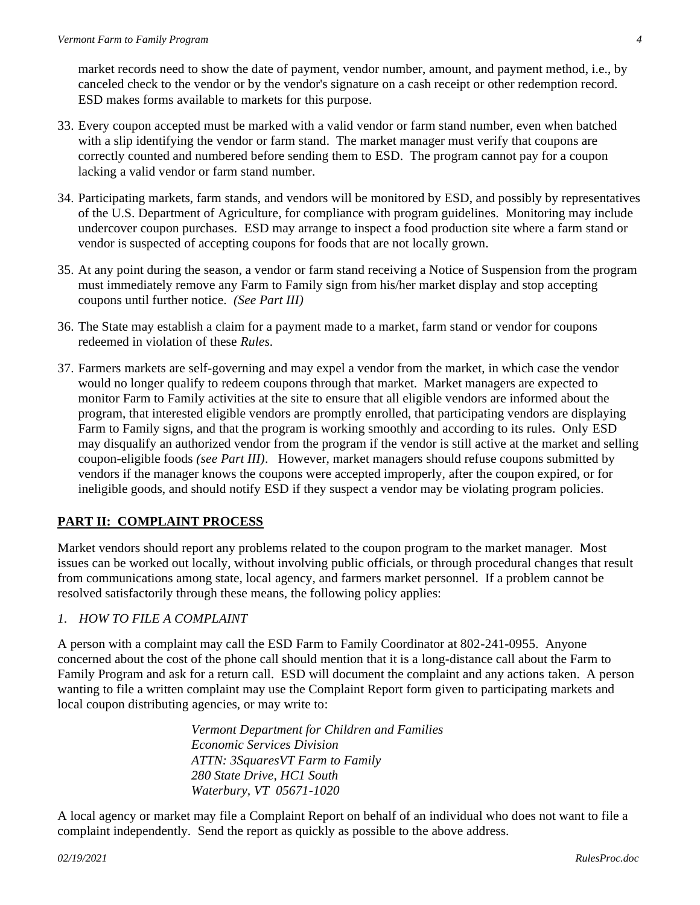market records need to show the date of payment, vendor number, amount, and payment method, i.e., by canceled check to the vendor or by the vendor's signature on a cash receipt or other redemption record. ESD makes forms available to markets for this purpose.

33. Every coupon accepted must be marked with a valid vendor or farm stand number, even when batched with a slip identifying the vendor or farm stand. The market manager must verify that coupons are correctly counted and numbered before sending them to ESD. The program cannot pay for a coupon lacking a valid vendor or farm stand number.

34. Participating markets, farm stands, and vendors will be monitored by ESD, and possibly by representatives of the U.S. Department of Agriculture, for compliance with program guidelines. Monitoring may include undercover coupon purchases. ESD may arrange to inspect a food production site where a farm stand or vendor is suspected of accepting coupons for foods that are not locally grown.

35. At any point during the season, a vendor or farm stand receiving a Notice of Suspension from the program must immediately remove any Farm to Family sign from his/her market display and stop accepting coupons until further notice. *(See Part III)*

36. The State may establish a claim for a payment made to a market, farm stand or vendor for coupons redeemed in violation of these *Rules*.

37. Farmers markets are self-governing and may expel a vendor from the market, in which case the vendor would no longer qualify to redeem coupons through that market. Market managers are expected to monitor Farm to Family activities at the site to ensure that all eligible vendors are informed about the program, that interested eligible vendors are promptly enrolled, that participating vendors are displaying Farm to Family signs, and that the program is working smoothly and according to its rules. Only ESD may disqualify an authorized vendor from the program if the vendor is still active at the market and selling coupon-eligible foods *(see Part III)*. However, market managers should refuse coupons submitted by vendors if the manager knows the coupons were accepted improperly, after the coupon expired, or for ineligible goods, and should notify ESD if they suspect a vendor may be violating program policies.

## PART II: COMPLAINT PROCESS

Market vendors should report any problems related to the coupon program to the market manager. Most issues can be worked out locally, without involving public officials, or through procedural changes that result from communications among state, local agency, and farmers market personnel. If a problem cannot be resolved satisfactorily through these means, the following policy applies:

### *1. HOW TO FILE A COMPLAINT*

A person with a complaint may call the ESD Farm to Family Coordinator at 802-241-0955. Anyone concerned about the cost of the phone call should mention that it is a long-distance call about the Farm to Family Program and ask for a return call. ESD will document the complaint and any actions taken. A person wanting to file a written complaint may use the Complaint Report form given to participating markets and local coupon distributing agencies, or may write to:

*Vermont Department for Children and Families*
*Economic Services Division*
*ATTN: 3SquaresVT Farm to Family*
*280 State Drive, HC1 South*
*Waterbury, VT 05671-1020*

A local agency or market may file a Complaint Report on behalf of an individual who does not want to file a complaint independently. Send the report as quickly as possible to the above address.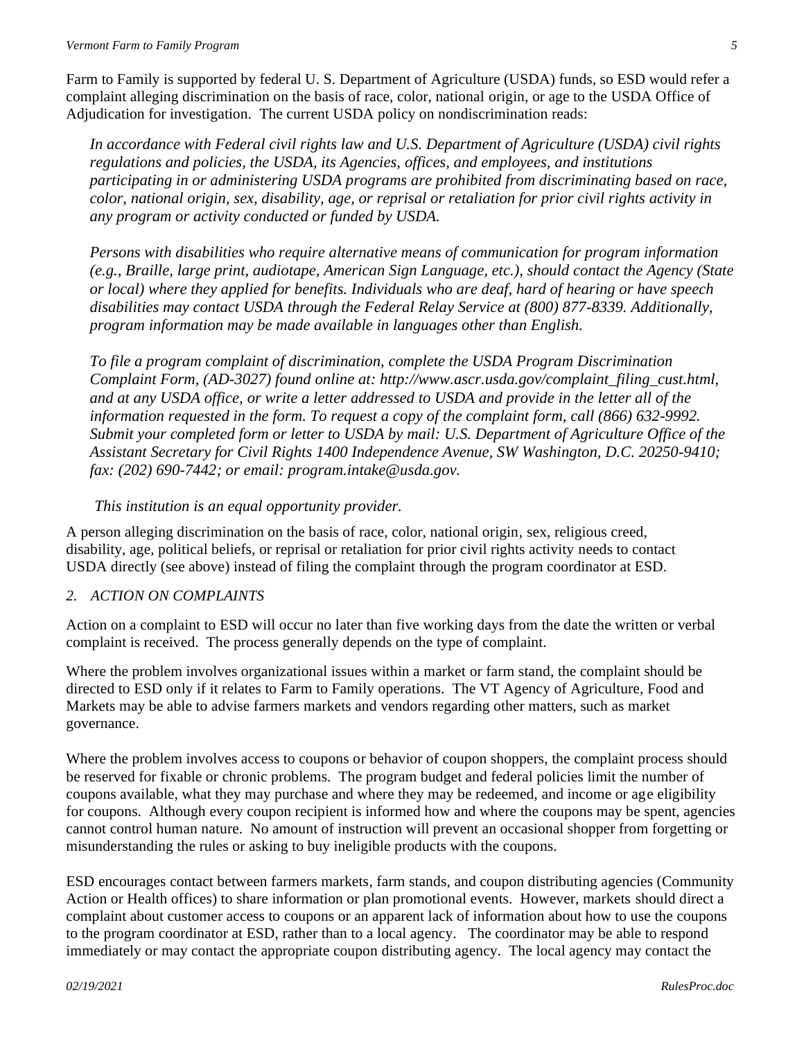Farm to Family is supported by federal U. S. Department of Agriculture (USDA) funds, so ESD would refer a complaint alleging discrimination on the basis of race, color, national origin, or age to the USDA Office of Adjudication for investigation. The current USDA policy on nondiscrimination reads:

> *In accordance with Federal civil rights law and U.S. Department of Agriculture (USDA) civil rights regulations and policies, the USDA, its Agencies, offices, and employees, and institutions participating in or administering USDA programs are prohibited from discriminating based on race, color, national origin, sex, disability, age, or reprisal or retaliation for prior civil rights activity in any program or activity conducted or funded by USDA.*
>
> *Persons with disabilities who require alternative means of communication for program information (e.g., Braille, large print, audiotape, American Sign Language, etc.), should contact the Agency (State or local) where they applied for benefits. Individuals who are deaf, hard of hearing or have speech disabilities may contact USDA through the Federal Relay Service at (800) 877-8339. Additionally, program information may be made available in languages other than English.*
>
> *To file a program complaint of discrimination, complete the USDA Program Discrimination Complaint Form, (AD-3027) found online at: http://www.ascr.usda.gov/complaint_filing_cust.html, and at any USDA office, or write a letter addressed to USDA and provide in the letter all of the information requested in the form. To request a copy of the complaint form, call (866) 632-9992. Submit your completed form or letter to USDA by mail: U.S. Department of Agriculture Office of the Assistant Secretary for Civil Rights 1400 Independence Avenue, SW Washington, D.C. 20250-9410; fax: (202) 690-7442; or email: program.intake@usda.gov.*
>
> *This institution is an equal opportunity provider.*

A person alleging discrimination on the basis of race, color, national origin, sex, religious creed, disability, age, political beliefs, or reprisal or retaliation for prior civil rights activity needs to contact USDA directly (see above) instead of filing the complaint through the program coordinator at ESD.

*2. ACTION ON COMPLAINTS*

Action on a complaint to ESD will occur no later than five working days from the date the written or verbal complaint is received. The process generally depends on the type of complaint.

Where the problem involves organizational issues within a market or farm stand, the complaint should be directed to ESD only if it relates to Farm to Family operations. The VT Agency of Agriculture, Food and Markets may be able to advise farmers markets and vendors regarding other matters, such as market governance.

Where the problem involves access to coupons or behavior of coupon shoppers, the complaint process should be reserved for fixable or chronic problems. The program budget and federal policies limit the number of coupons available, what they may purchase and where they may be redeemed, and income or age eligibility for coupons. Although every coupon recipient is informed how and where the coupons may be spent, agencies cannot control human nature. No amount of instruction will prevent an occasional shopper from forgetting or misunderstanding the rules or asking to buy ineligible products with the coupons.

ESD encourages contact between farmers markets, farm stands, and coupon distributing agencies (Community Action or Health offices) to share information or plan promotional events. However, markets should direct a complaint about customer access to coupons or an apparent lack of information about how to use the coupons to the program coordinator at ESD, rather than to a local agency. The coordinator may be able to respond immediately or may contact the appropriate coupon distributing agency. The local agency may contact the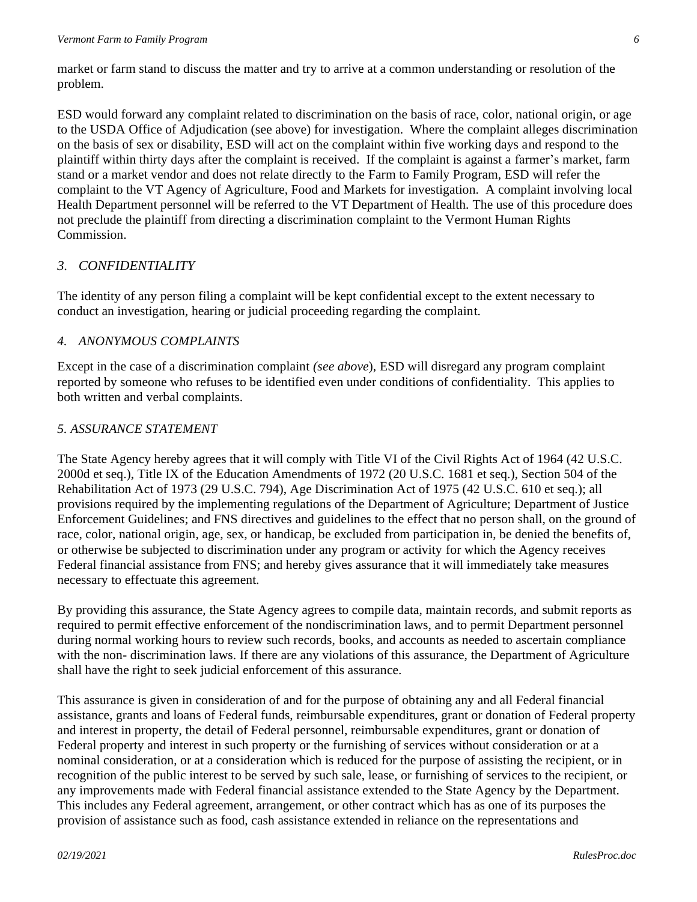market or farm stand to discuss the matter and try to arrive at a common understanding or resolution of the problem.

ESD would forward any complaint related to discrimination on the basis of race, color, national origin, or age to the USDA Office of Adjudication (see above) for investigation. Where the complaint alleges discrimination on the basis of sex or disability, ESD will act on the complaint within five working days and respond to the plaintiff within thirty days after the complaint is received. If the complaint is against a farmer's market, farm stand or a market vendor and does not relate directly to the Farm to Family Program, ESD will refer the complaint to the VT Agency of Agriculture, Food and Markets for investigation. A complaint involving local Health Department personnel will be referred to the VT Department of Health. The use of this procedure does not preclude the plaintiff from directing a discrimination complaint to the Vermont Human Rights Commission.

### *3. CONFIDENTIALITY*

The identity of any person filing a complaint will be kept confidential except to the extent necessary to conduct an investigation, hearing or judicial proceeding regarding the complaint.

### *4. ANONYMOUS COMPLAINTS*

Except in the case of a discrimination complaint *(see above*), ESD will disregard any program complaint reported by someone who refuses to be identified even under conditions of confidentiality. This applies to both written and verbal complaints.

### *5. ASSURANCE STATEMENT*

The State Agency hereby agrees that it will comply with Title VI of the Civil Rights Act of 1964 (42 U.S.C. 2000d et seq.), Title IX of the Education Amendments of 1972 (20 U.S.C. 1681 et seq.), Section 504 of the Rehabilitation Act of 1973 (29 U.S.C. 794), Age Discrimination Act of 1975 (42 U.S.C. 610 et seq.); all provisions required by the implementing regulations of the Department of Agriculture; Department of Justice Enforcement Guidelines; and FNS directives and guidelines to the effect that no person shall, on the ground of race, color, national origin, age, sex, or handicap, be excluded from participation in, be denied the benefits of, or otherwise be subjected to discrimination under any program or activity for which the Agency receives Federal financial assistance from FNS; and hereby gives assurance that it will immediately take measures necessary to effectuate this agreement.

By providing this assurance, the State Agency agrees to compile data, maintain records, and submit reports as required to permit effective enforcement of the nondiscrimination laws, and to permit Department personnel during normal working hours to review such records, books, and accounts as needed to ascertain compliance with the non- discrimination laws. If there are any violations of this assurance, the Department of Agriculture shall have the right to seek judicial enforcement of this assurance.

This assurance is given in consideration of and for the purpose of obtaining any and all Federal financial assistance, grants and loans of Federal funds, reimbursable expenditures, grant or donation of Federal property and interest in property, the detail of Federal personnel, reimbursable expenditures, grant or donation of Federal property and interest in such property or the furnishing of services without consideration or at a nominal consideration, or at a consideration which is reduced for the purpose of assisting the recipient, or in recognition of the public interest to be served by such sale, lease, or furnishing of services to the recipient, or any improvements made with Federal financial assistance extended to the State Agency by the Department. This includes any Federal agreement, arrangement, or other contract which has as one of its purposes the provision of assistance such as food, cash assistance extended in reliance on the representations and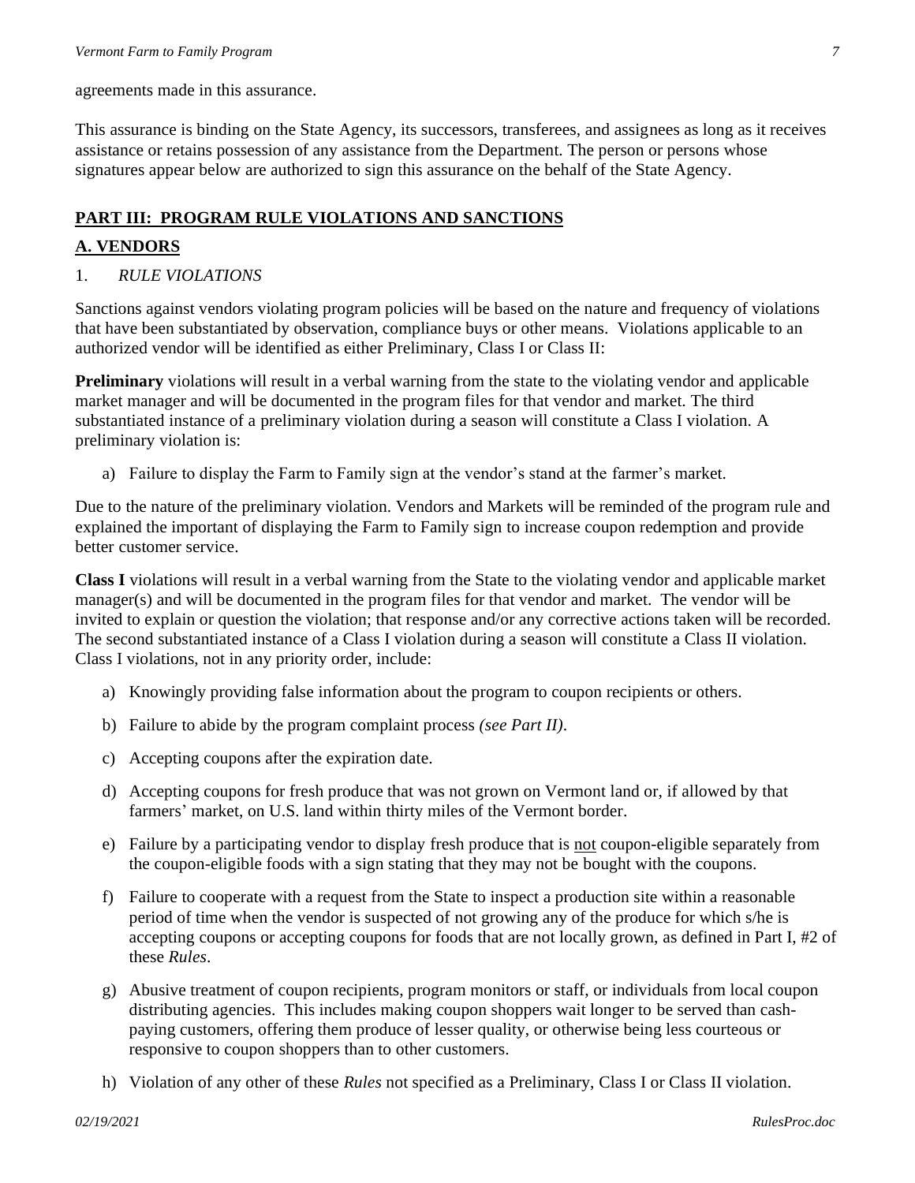agreements made in this assurance.

This assurance is binding on the State Agency, its successors, transferees, and assignees as long as it receives assistance or retains possession of any assistance from the Department. The person or persons whose signatures appear below are authorized to sign this assurance on the behalf of the State Agency.

## PART III: PROGRAM RULE VIOLATIONS AND SANCTIONS

### A. VENDORS

1. *RULE VIOLATIONS*

Sanctions against vendors violating program policies will be based on the nature and frequency of violations that have been substantiated by observation, compliance buys or other means. Violations applicable to an authorized vendor will be identified as either Preliminary, Class I or Class II:

**Preliminary** violations will result in a verbal warning from the state to the violating vendor and applicable market manager and will be documented in the program files for that vendor and market. The third substantiated instance of a preliminary violation during a season will constitute a Class I violation. A preliminary violation is:

a) Failure to display the Farm to Family sign at the vendor's stand at the farmer's market.

Due to the nature of the preliminary violation. Vendors and Markets will be reminded of the program rule and explained the important of displaying the Farm to Family sign to increase coupon redemption and provide better customer service.

**Class I** violations will result in a verbal warning from the State to the violating vendor and applicable market manager(s) and will be documented in the program files for that vendor and market. The vendor will be invited to explain or question the violation; that response and/or any corrective actions taken will be recorded. The second substantiated instance of a Class I violation during a season will constitute a Class II violation. Class I violations, not in any priority order, include:

a) Knowingly providing false information about the program to coupon recipients or others.

b) Failure to abide by the program complaint process *(see Part II)*.

c) Accepting coupons after the expiration date.

d) Accepting coupons for fresh produce that was not grown on Vermont land or, if allowed by that farmers' market, on U.S. land within thirty miles of the Vermont border.

e) Failure by a participating vendor to display fresh produce that is not coupon-eligible separately from the coupon-eligible foods with a sign stating that they may not be bought with the coupons.

f) Failure to cooperate with a request from the State to inspect a production site within a reasonable period of time when the vendor is suspected of not growing any of the produce for which s/he is accepting coupons or accepting coupons for foods that are not locally grown, as defined in Part I, #2 of these *Rules*.

g) Abusive treatment of coupon recipients, program monitors or staff, or individuals from local coupon distributing agencies. This includes making coupon shoppers wait longer to be served than cash-paying customers, offering them produce of lesser quality, or otherwise being less courteous or responsive to coupon shoppers than to other customers.

h) Violation of any other of these *Rules* not specified as a Preliminary, Class I or Class II violation.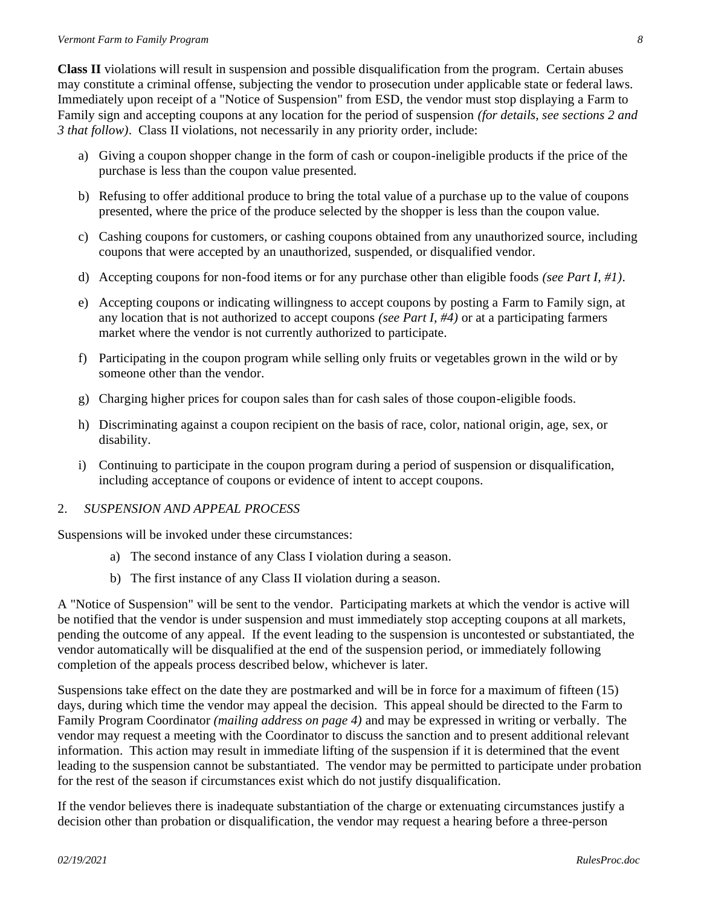**Class II** violations will result in suspension and possible disqualification from the program. Certain abuses may constitute a criminal offense, subjecting the vendor to prosecution under applicable state or federal laws. Immediately upon receipt of a "Notice of Suspension" from ESD, the vendor must stop displaying a Farm to Family sign and accepting coupons at any location for the period of suspension *(for details, see sections 2 and 3 that follow)*. Class II violations, not necessarily in any priority order, include:

a) Giving a coupon shopper change in the form of cash or coupon-ineligible products if the price of the purchase is less than the coupon value presented.

b) Refusing to offer additional produce to bring the total value of a purchase up to the value of coupons presented, where the price of the produce selected by the shopper is less than the coupon value.

c) Cashing coupons for customers, or cashing coupons obtained from any unauthorized source, including coupons that were accepted by an unauthorized, suspended, or disqualified vendor.

d) Accepting coupons for non-food items or for any purchase other than eligible foods *(see Part I, #1)*.

e) Accepting coupons or indicating willingness to accept coupons by posting a Farm to Family sign, at any location that is not authorized to accept coupons *(see Part I, #4)* or at a participating farmers market where the vendor is not currently authorized to participate.

f) Participating in the coupon program while selling only fruits or vegetables grown in the wild or by someone other than the vendor.

g) Charging higher prices for coupon sales than for cash sales of those coupon-eligible foods.

h) Discriminating against a coupon recipient on the basis of race, color, national origin, age, sex, or disability.

i) Continuing to participate in the coupon program during a period of suspension or disqualification, including acceptance of coupons or evidence of intent to accept coupons.

## 2. *SUSPENSION AND APPEAL PROCESS*

Suspensions will be invoked under these circumstances:

a) The second instance of any Class I violation during a season.

b) The first instance of any Class II violation during a season.

A "Notice of Suspension" will be sent to the vendor. Participating markets at which the vendor is active will be notified that the vendor is under suspension and must immediately stop accepting coupons at all markets, pending the outcome of any appeal. If the event leading to the suspension is uncontested or substantiated, the vendor automatically will be disqualified at the end of the suspension period, or immediately following completion of the appeals process described below, whichever is later.

Suspensions take effect on the date they are postmarked and will be in force for a maximum of fifteen (15) days, during which time the vendor may appeal the decision. This appeal should be directed to the Farm to Family Program Coordinator *(mailing address on page 4)* and may be expressed in writing or verbally. The vendor may request a meeting with the Coordinator to discuss the sanction and to present additional relevant information. This action may result in immediate lifting of the suspension if it is determined that the event leading to the suspension cannot be substantiated. The vendor may be permitted to participate under probation for the rest of the season if circumstances exist which do not justify disqualification.

If the vendor believes there is inadequate substantiation of the charge or extenuating circumstances justify a decision other than probation or disqualification, the vendor may request a hearing before a three-person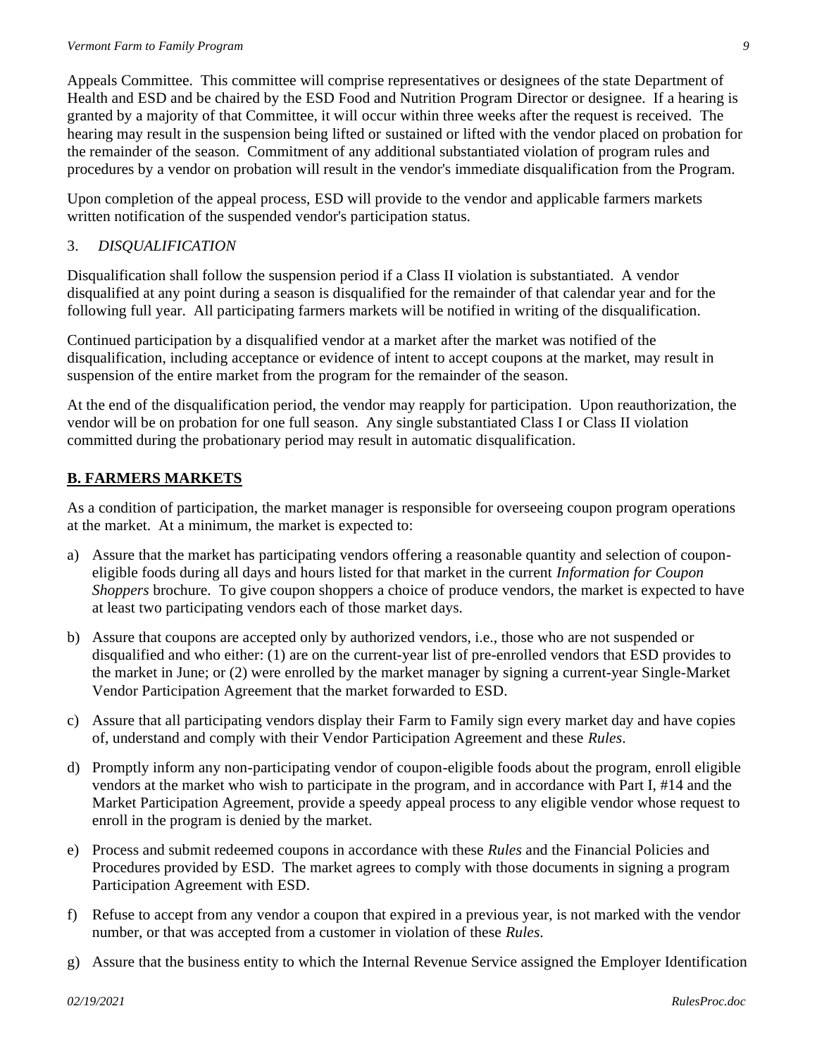Appeals Committee. This committee will comprise representatives or designees of the state Department of Health and ESD and be chaired by the ESD Food and Nutrition Program Director or designee. If a hearing is granted by a majority of that Committee, it will occur within three weeks after the request is received. The hearing may result in the suspension being lifted or sustained or lifted with the vendor placed on probation for the remainder of the season. Commitment of any additional substantiated violation of program rules and procedures by a vendor on probation will result in the vendor's immediate disqualification from the Program.

Upon completion of the appeal process, ESD will provide to the vendor and applicable farmers markets written notification of the suspended vendor's participation status.

3. *DISQUALIFICATION*

Disqualification shall follow the suspension period if a Class II violation is substantiated. A vendor disqualified at any point during a season is disqualified for the remainder of that calendar year and for the following full year. All participating farmers markets will be notified in writing of the disqualification.

Continued participation by a disqualified vendor at a market after the market was notified of the disqualification, including acceptance or evidence of intent to accept coupons at the market, may result in suspension of the entire market from the program for the remainder of the season.

At the end of the disqualification period, the vendor may reapply for participation. Upon reauthorization, the vendor will be on probation for one full season. Any single substantiated Class I or Class II violation committed during the probationary period may result in automatic disqualification.

## **B. FARMERS MARKETS**

As a condition of participation, the market manager is responsible for overseeing coupon program operations at the market. At a minimum, the market is expected to:

a) Assure that the market has participating vendors offering a reasonable quantity and selection of coupon-eligible foods during all days and hours listed for that market in the current *Information for Coupon Shoppers* brochure. To give coupon shoppers a choice of produce vendors, the market is expected to have at least two participating vendors each of those market days.

b) Assure that coupons are accepted only by authorized vendors, i.e., those who are not suspended or disqualified and who either: (1) are on the current-year list of pre-enrolled vendors that ESD provides to the market in June; or (2) were enrolled by the market manager by signing a current-year Single-Market Vendor Participation Agreement that the market forwarded to ESD.

c) Assure that all participating vendors display their Farm to Family sign every market day and have copies of, understand and comply with their Vendor Participation Agreement and these *Rules*.

d) Promptly inform any non-participating vendor of coupon-eligible foods about the program, enroll eligible vendors at the market who wish to participate in the program, and in accordance with Part I, #14 and the Market Participation Agreement, provide a speedy appeal process to any eligible vendor whose request to enroll in the program is denied by the market.

e) Process and submit redeemed coupons in accordance with these *Rules* and the Financial Policies and Procedures provided by ESD. The market agrees to comply with those documents in signing a program Participation Agreement with ESD.

f) Refuse to accept from any vendor a coupon that expired in a previous year, is not marked with the vendor number, or that was accepted from a customer in violation of these *Rules*.

g) Assure that the business entity to which the Internal Revenue Service assigned the Employer Identification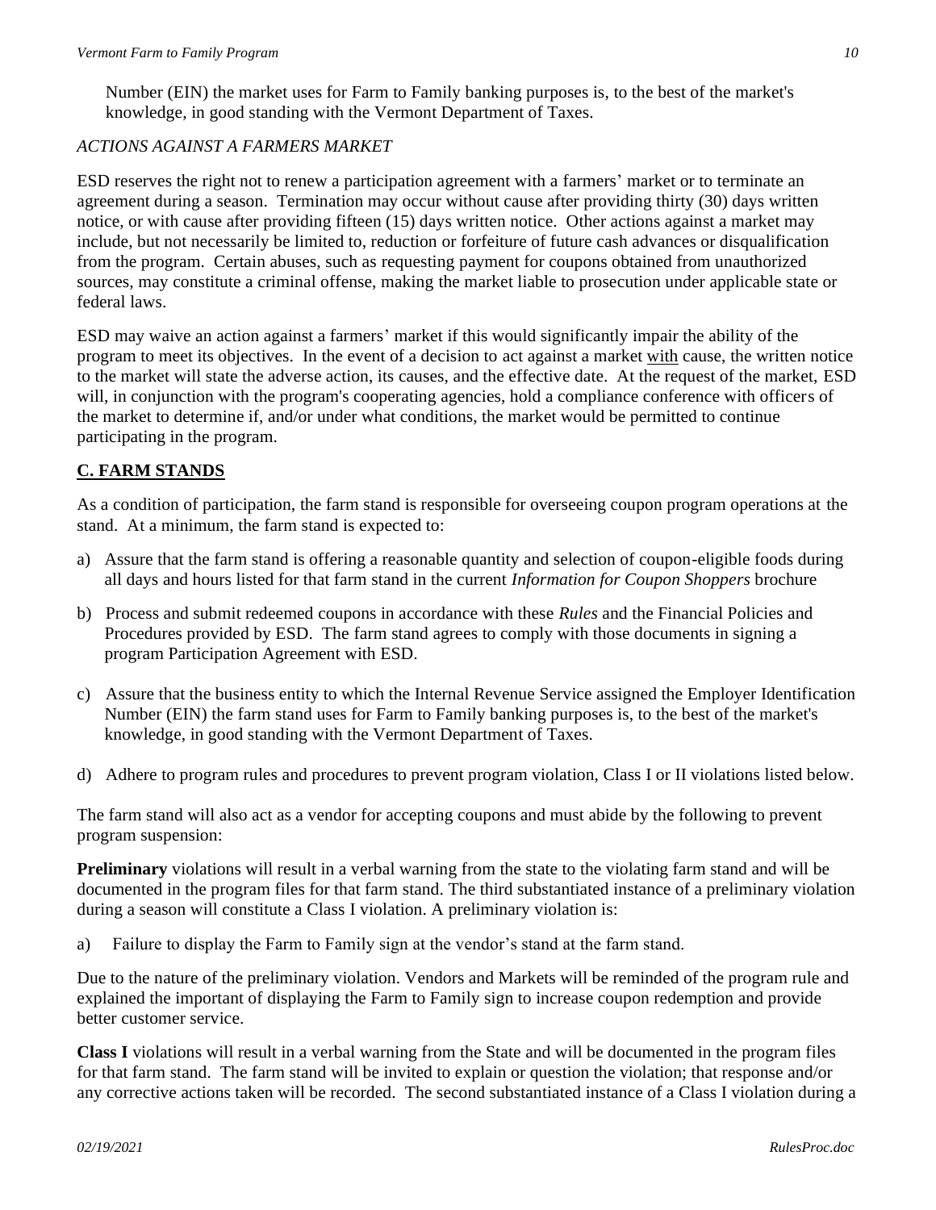Number (EIN) the market uses for Farm to Family banking purposes is, to the best of the market's knowledge, in good standing with the Vermont Department of Taxes.

*ACTIONS AGAINST A FARMERS MARKET*

ESD reserves the right not to renew a participation agreement with a farmers' market or to terminate an agreement during a season. Termination may occur without cause after providing thirty (30) days written notice, or with cause after providing fifteen (15) days written notice. Other actions against a market may include, but not necessarily be limited to, reduction or forfeiture of future cash advances or disqualification from the program. Certain abuses, such as requesting payment for coupons obtained from unauthorized sources, may constitute a criminal offense, making the market liable to prosecution under applicable state or federal laws.

ESD may waive an action against a farmers' market if this would significantly impair the ability of the program to meet its objectives. In the event of a decision to act against a market with cause, the written notice to the market will state the adverse action, its causes, and the effective date. At the request of the market, ESD will, in conjunction with the program's cooperating agencies, hold a compliance conference with officers of the market to determine if, and/or under what conditions, the market would be permitted to continue participating in the program.

## C. FARM STANDS

As a condition of participation, the farm stand is responsible for overseeing coupon program operations at the stand. At a minimum, the farm stand is expected to:

a) Assure that the farm stand is offering a reasonable quantity and selection of coupon-eligible foods during all days and hours listed for that farm stand in the current *Information for Coupon Shoppers* brochure

b) Process and submit redeemed coupons in accordance with these *Rules* and the Financial Policies and Procedures provided by ESD. The farm stand agrees to comply with those documents in signing a program Participation Agreement with ESD.

c) Assure that the business entity to which the Internal Revenue Service assigned the Employer Identification Number (EIN) the farm stand uses for Farm to Family banking purposes is, to the best of the market's knowledge, in good standing with the Vermont Department of Taxes.

d) Adhere to program rules and procedures to prevent program violation, Class I or II violations listed below.

The farm stand will also act as a vendor for accepting coupons and must abide by the following to prevent program suspension:

**Preliminary** violations will result in a verbal warning from the state to the violating farm stand and will be documented in the program files for that farm stand. The third substantiated instance of a preliminary violation during a season will constitute a Class I violation. A preliminary violation is:

a) Failure to display the Farm to Family sign at the vendor's stand at the farm stand.

Due to the nature of the preliminary violation. Vendors and Markets will be reminded of the program rule and explained the important of displaying the Farm to Family sign to increase coupon redemption and provide better customer service.

**Class I** violations will result in a verbal warning from the State and will be documented in the program files for that farm stand. The farm stand will be invited to explain or question the violation; that response and/or any corrective actions taken will be recorded. The second substantiated instance of a Class I violation during a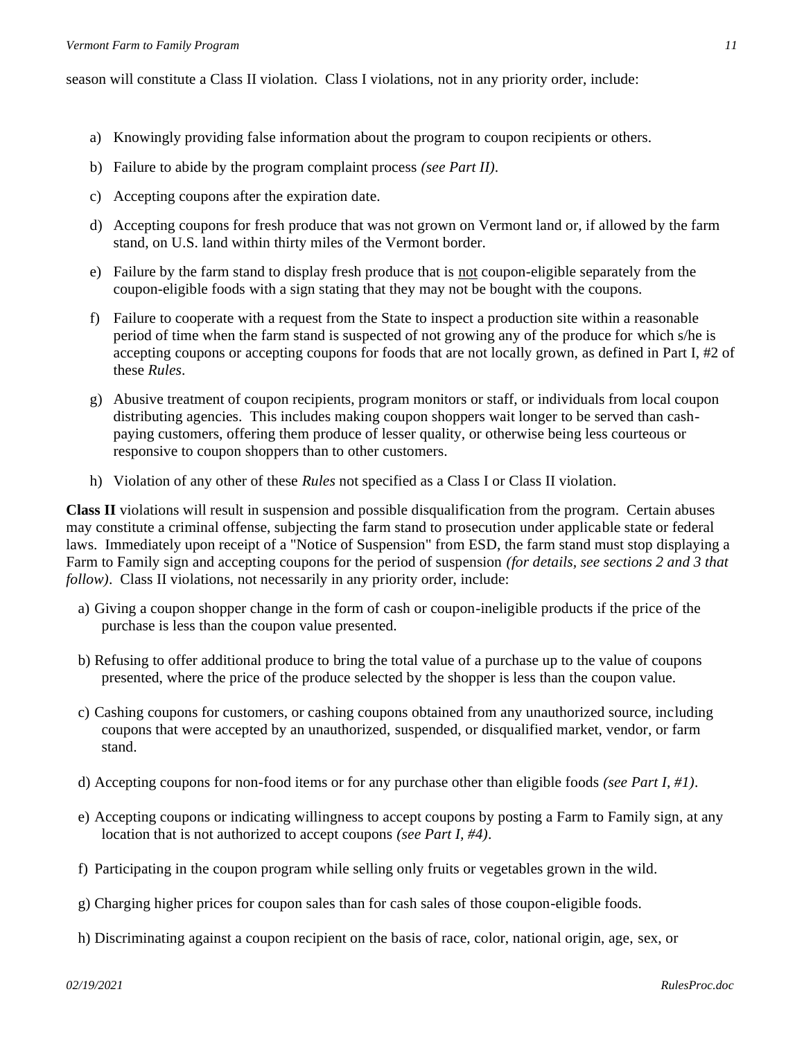season will constitute a Class II violation. Class I violations, not in any priority order, include:

a) Knowingly providing false information about the program to coupon recipients or others.

b) Failure to abide by the program complaint process *(see Part II)*.

c) Accepting coupons after the expiration date.

d) Accepting coupons for fresh produce that was not grown on Vermont land or, if allowed by the farm stand, on U.S. land within thirty miles of the Vermont border.

e) Failure by the farm stand to display fresh produce that is <u>not</u> coupon-eligible separately from the coupon-eligible foods with a sign stating that they may not be bought with the coupons.

f) Failure to cooperate with a request from the State to inspect a production site within a reasonable period of time when the farm stand is suspected of not growing any of the produce for which s/he is accepting coupons or accepting coupons for foods that are not locally grown, as defined in Part I, #2 of these *Rules*.

g) Abusive treatment of coupon recipients, program monitors or staff, or individuals from local coupon distributing agencies. This includes making coupon shoppers wait longer to be served than cash-paying customers, offering them produce of lesser quality, or otherwise being less courteous or responsive to coupon shoppers than to other customers.

h) Violation of any other of these *Rules* not specified as a Class I or Class II violation.

**Class II** violations will result in suspension and possible disqualification from the program. Certain abuses may constitute a criminal offense, subjecting the farm stand to prosecution under applicable state or federal laws. Immediately upon receipt of a "Notice of Suspension" from ESD, the farm stand must stop displaying a Farm to Family sign and accepting coupons for the period of suspension *(for details, see sections 2 and 3 that follow)*. Class II violations, not necessarily in any priority order, include:

a) Giving a coupon shopper change in the form of cash or coupon-ineligible products if the price of the purchase is less than the coupon value presented.

b) Refusing to offer additional produce to bring the total value of a purchase up to the value of coupons presented, where the price of the produce selected by the shopper is less than the coupon value.

c) Cashing coupons for customers, or cashing coupons obtained from any unauthorized source, including coupons that were accepted by an unauthorized, suspended, or disqualified market, vendor, or farm stand.

d) Accepting coupons for non-food items or for any purchase other than eligible foods *(see Part I, #1)*.

e) Accepting coupons or indicating willingness to accept coupons by posting a Farm to Family sign, at any location that is not authorized to accept coupons *(see Part I, #4)*.

f) Participating in the coupon program while selling only fruits or vegetables grown in the wild.

g) Charging higher prices for coupon sales than for cash sales of those coupon-eligible foods.

h) Discriminating against a coupon recipient on the basis of race, color, national origin, age, sex, or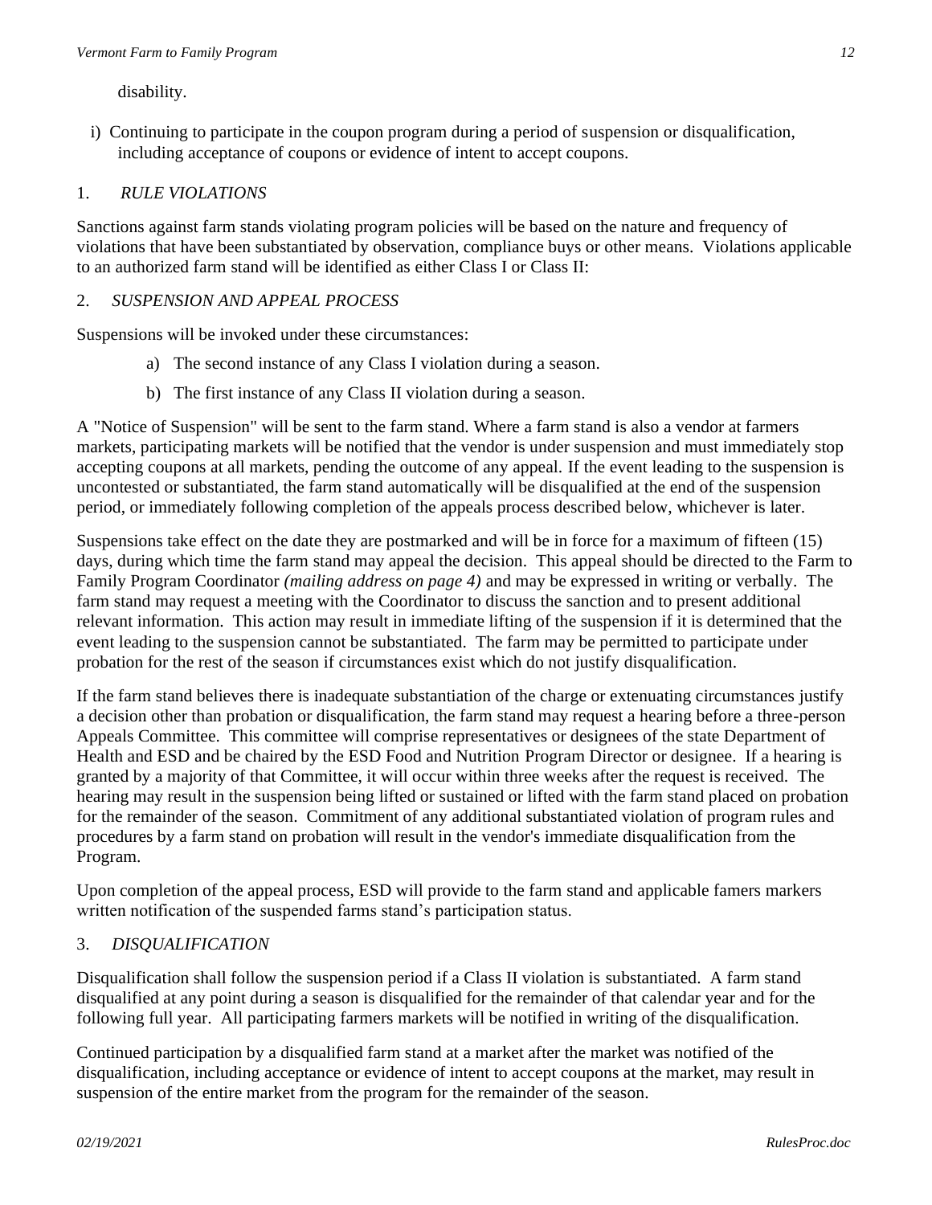disability.

i) Continuing to participate in the coupon program during a period of suspension or disqualification, including acceptance of coupons or evidence of intent to accept coupons.

1. *RULE VIOLATIONS*

Sanctions against farm stands violating program policies will be based on the nature and frequency of violations that have been substantiated by observation, compliance buys or other means. Violations applicable to an authorized farm stand will be identified as either Class I or Class II:

2. *SUSPENSION AND APPEAL PROCESS*

Suspensions will be invoked under these circumstances:

a) The second instance of any Class I violation during a season.

b) The first instance of any Class II violation during a season.

A "Notice of Suspension" will be sent to the farm stand. Where a farm stand is also a vendor at farmers markets, participating markets will be notified that the vendor is under suspension and must immediately stop accepting coupons at all markets, pending the outcome of any appeal. If the event leading to the suspension is uncontested or substantiated, the farm stand automatically will be disqualified at the end of the suspension period, or immediately following completion of the appeals process described below, whichever is later.

Suspensions take effect on the date they are postmarked and will be in force for a maximum of fifteen (15) days, during which time the farm stand may appeal the decision. This appeal should be directed to the Farm to Family Program Coordinator *(mailing address on page 4)* and may be expressed in writing or verbally. The farm stand may request a meeting with the Coordinator to discuss the sanction and to present additional relevant information. This action may result in immediate lifting of the suspension if it is determined that the event leading to the suspension cannot be substantiated. The farm may be permitted to participate under probation for the rest of the season if circumstances exist which do not justify disqualification.

If the farm stand believes there is inadequate substantiation of the charge or extenuating circumstances justify a decision other than probation or disqualification, the farm stand may request a hearing before a three-person Appeals Committee. This committee will comprise representatives or designees of the state Department of Health and ESD and be chaired by the ESD Food and Nutrition Program Director or designee. If a hearing is granted by a majority of that Committee, it will occur within three weeks after the request is received. The hearing may result in the suspension being lifted or sustained or lifted with the farm stand placed on probation for the remainder of the season. Commitment of any additional substantiated violation of program rules and procedures by a farm stand on probation will result in the vendor's immediate disqualification from the Program.

Upon completion of the appeal process, ESD will provide to the farm stand and applicable famers markers written notification of the suspended farms stand's participation status.

3. *DISQUALIFICATION*

Disqualification shall follow the suspension period if a Class II violation is substantiated. A farm stand disqualified at any point during a season is disqualified for the remainder of that calendar year and for the following full year. All participating farmers markets will be notified in writing of the disqualification.

Continued participation by a disqualified farm stand at a market after the market was notified of the disqualification, including acceptance or evidence of intent to accept coupons at the market, may result in suspension of the entire market from the program for the remainder of the season.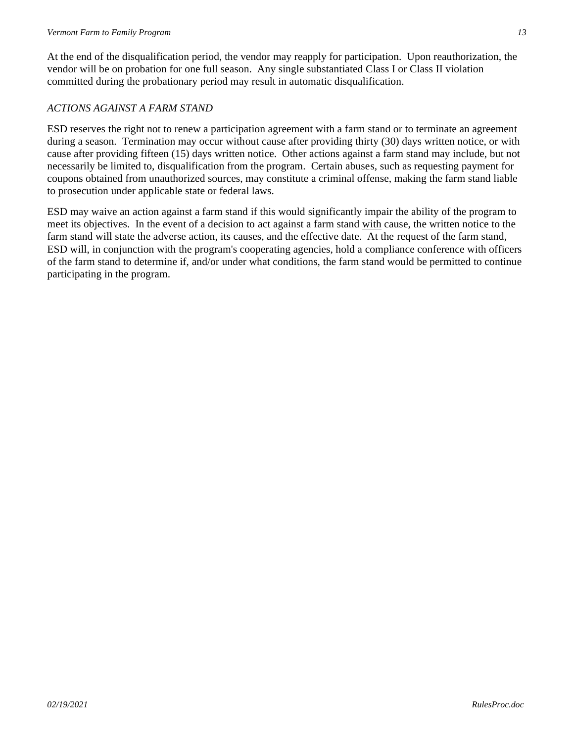At the end of the disqualification period, the vendor may reapply for participation. Upon reauthorization, the vendor will be on probation for one full season. Any single substantiated Class I or Class II violation committed during the probationary period may result in automatic disqualification.

*ACTIONS AGAINST A FARM STAND*

ESD reserves the right not to renew a participation agreement with a farm stand or to terminate an agreement during a season. Termination may occur without cause after providing thirty (30) days written notice, or with cause after providing fifteen (15) days written notice. Other actions against a farm stand may include, but not necessarily be limited to, disqualification from the program. Certain abuses, such as requesting payment for coupons obtained from unauthorized sources, may constitute a criminal offense, making the farm stand liable to prosecution under applicable state or federal laws.

ESD may waive an action against a farm stand if this would significantly impair the ability of the program to meet its objectives. In the event of a decision to act against a farm stand <u>with</u> cause, the written notice to the farm stand will state the adverse action, its causes, and the effective date. At the request of the farm stand, ESD will, in conjunction with the program's cooperating agencies, hold a compliance conference with officers of the farm stand to determine if, and/or under what conditions, the farm stand would be permitted to continue participating in the program.